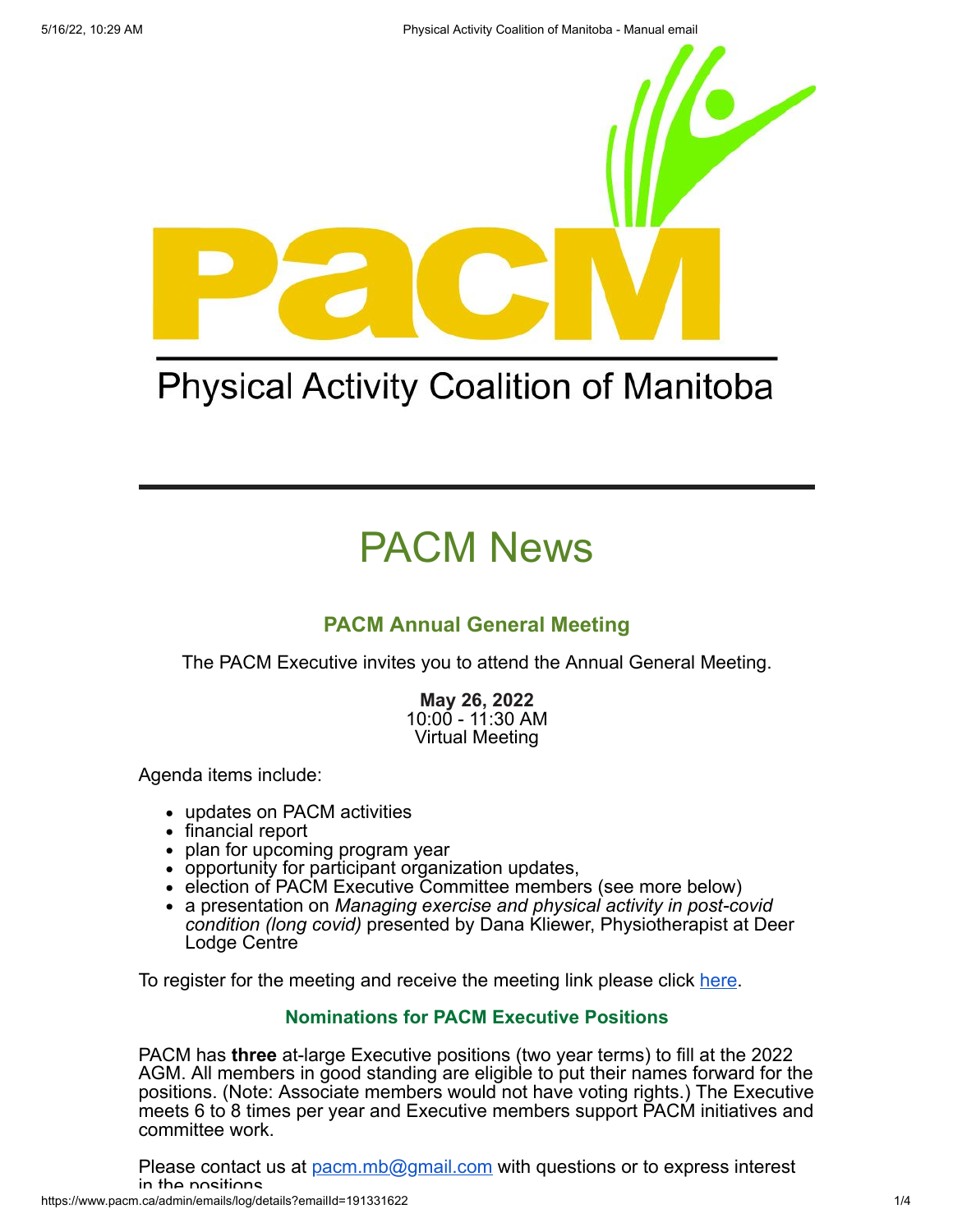Physical Activity Coalition of Manitoba

# PACM News

## PACM Annual General Meeting

The PACM Executive invites you to attend the Annual General Meeting.

**May 26, 2022**
10:00 - 11:30 AM
Virtual Meeting

Agenda items include:

- updates on PACM activities
- financial report
- plan for upcoming program year
- opportunity for participant organization updates,
- election of PACM Executive Committee members (see more below)
- a presentation on *Managing exercise and physical activity in post-covid condition (long covid)* presented by Dana Kliewer, Physiotherapist at Deer Lodge Centre

To register for the meeting and receive the meeting link please click here.

### Nominations for PACM Executive Positions

PACM has **three** at-large Executive positions (two year terms) to fill at the 2022 AGM. All members in good standing are eligible to put their names forward for the positions. (Note: Associate members would not have voting rights.) The Executive meets 6 to 8 times per year and Executive members support PACM initiatives and committee work.

Please contact us at pacm.mb@gmail.com with questions or to express interest in the positions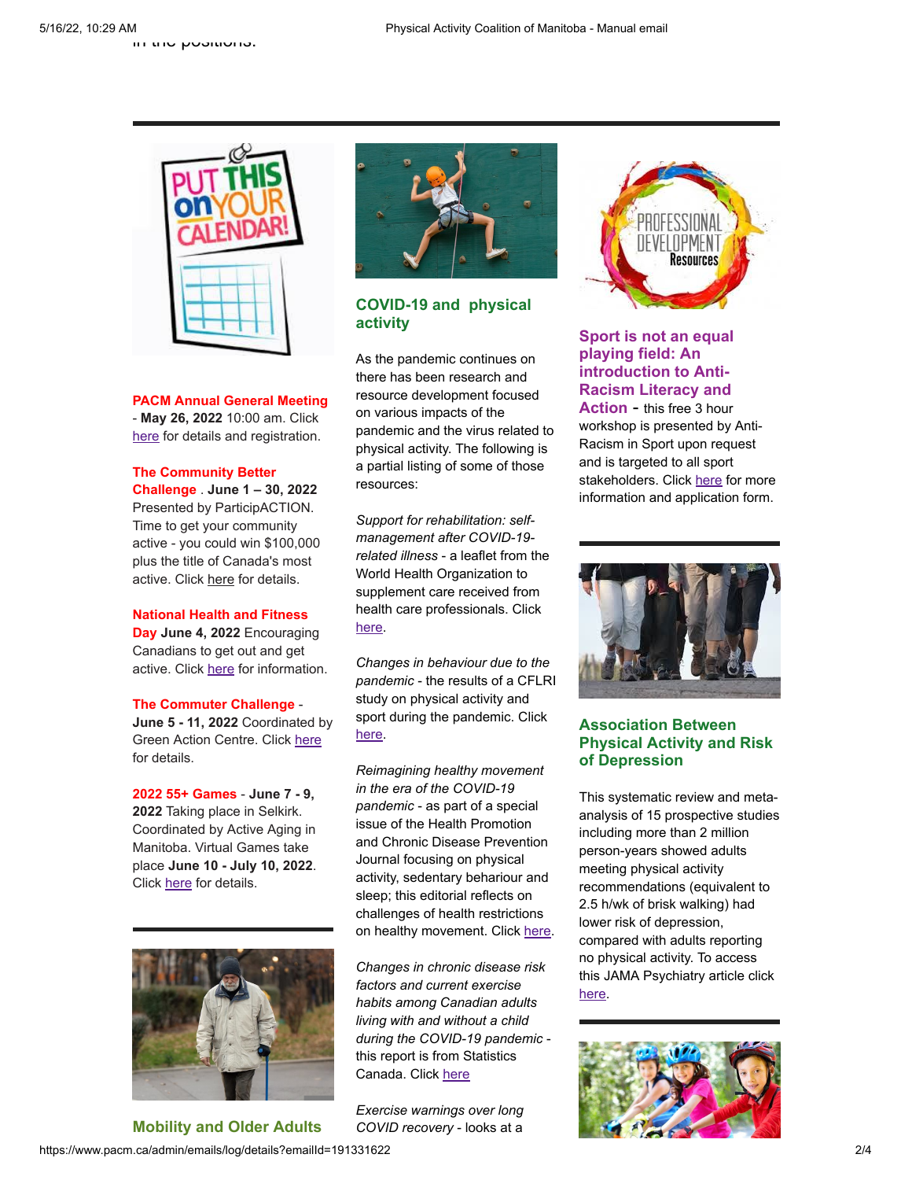in the positions.

**PACM Annual General Meeting** - **May 26, 2022** 10:00 am. Click here for details and registration.

**The Community Better Challenge** . **June 1 – 30, 2022** Presented by ParticipACTION. Time to get your community active - you could win $100,000 plus the title of Canada's most active. Click here for details.

**National Health and Fitness Day** **June 4, 2022** Encouraging Canadians to get out and get active. Click here for information.

**The Commuter Challenge** - **June 5 - 11, 2022** Coordinated by Green Action Centre. Click here for details.

**2022 55+ Games** - **June 7 - 9, 2022** Taking place in Selkirk. Coordinated by Active Aging in Manitoba. Virtual Games take place **June 10 - July 10, 2022**. Click here for details.

## Mobility and Older Adults

## COVID-19 and physical activity

As the pandemic continues on there has been research and resource development focused on various impacts of the pandemic and the virus related to physical activity. The following is a partial listing of some of those resources:

*Support for rehabilitation: self-management after COVID-19-related illness* - a leaflet from the World Health Organization to supplement care received from health care professionals. Click here.

*Changes in behaviour due to the pandemic* - the results of a CFLRI study on physical activity and sport during the pandemic. Click here.

*Reimagining healthy movement in the era of the COVID-19 pandemic* - as part of a special issue of the Health Promotion and Chronic Disease Prevention Journal focusing on physical activity, sedentary behaviour and sleep; this editorial reflects on challenges of health restrictions on healthy movement. Click here.

*Changes in chronic disease risk factors and current exercise habits among Canadian adults living with and without a child during the COVID-19 pandemic* - this report is from Statistics Canada. Click here

*Exercise warnings over long COVID recovery* - looks at a

**Sport is not an equal playing field: An introduction to Anti-Racism Literacy and Action** - this free 3 hour workshop is presented by Anti-Racism in Sport upon request and is targeted to all sport stakeholders. Click here for more information and application form.

## Association Between Physical Activity and Risk of Depression

This systematic review and meta-analysis of 15 prospective studies including more than 2 million person-years showed adults meeting physical activity recommendations (equivalent to 2.5 h/wk of brisk walking) had lower risk of depression, compared with adults reporting no physical activity. To access this JAMA Psychiatry article click here.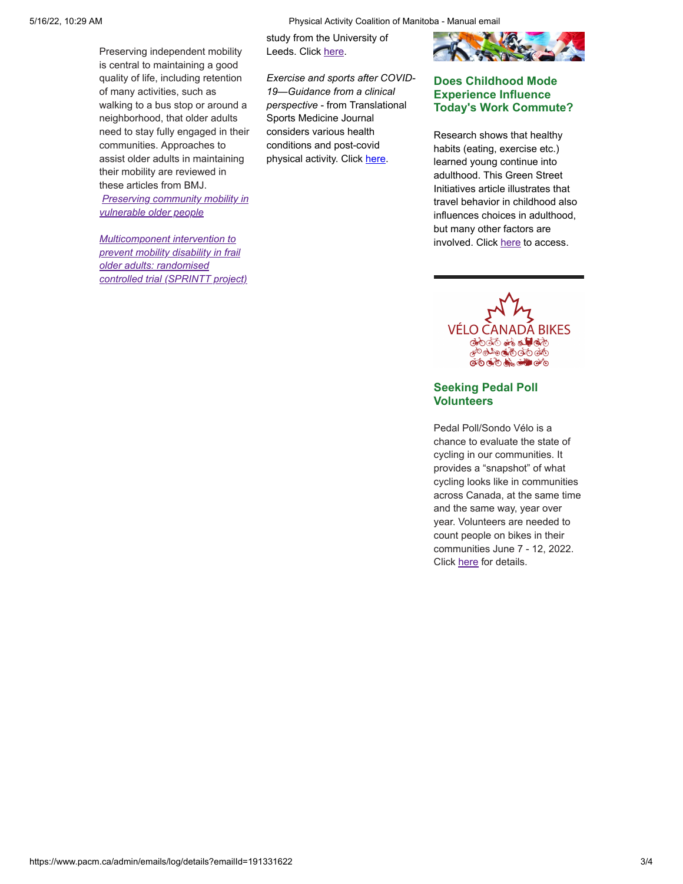Preserving independent mobility is central to maintaining a good quality of life, including retention of many activities, such as walking to a bus stop or around a neighborhood, that older adults need to stay fully engaged in their communities. Approaches to assist older adults in maintaining their mobility are reviewed in these articles from BMJ.

*Preserving community mobility in vulnerable older people*

*Multicomponent intervention to prevent mobility disability in frail older adults: randomised controlled trial (SPRINTT project)*

study from the University of Leeds. Click here.

*Exercise and sports after COVID-19—Guidance from a clinical perspective* - from Translational Sports Medicine Journal considers various health conditions and post-covid physical activity. Click here.

## Does Childhood Mode Experience Influence Today's Work Commute?

Research shows that healthy habits (eating, exercise etc.) learned young continue into adulthood. This Green Street Initiatives article illustrates that travel behavior in childhood also influences choices in adulthood, but many other factors are involved. Click here to access.

VÉLO CANADA BIKES

## Seeking Pedal Poll Volunteers

Pedal Poll/Sondo Vélo is a chance to evaluate the state of cycling in our communities. It provides a “snapshot” of what cycling looks like in communities across Canada, at the same time and the same way, year over year. Volunteers are needed to count people on bikes in their communities June 7 - 12, 2022. Click here for details.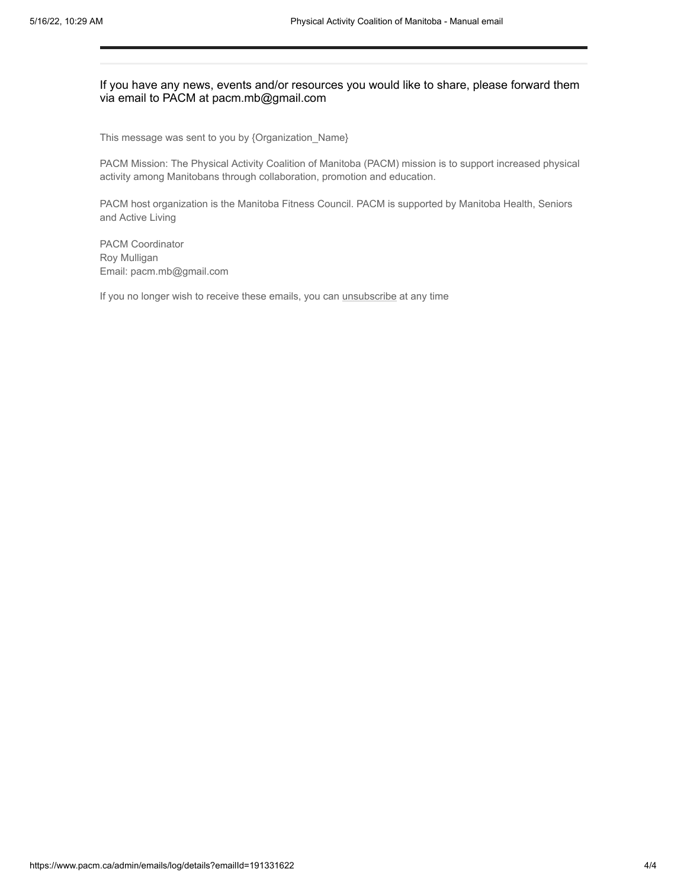---

If you have any news, events and/or resources you would like to share, please forward them via email to PACM at pacm.mb@gmail.com

This message was sent to you by {Organization_Name}

PACM Mission: The Physical Activity Coalition of Manitoba (PACM) mission is to support increased physical activity among Manitobans through collaboration, promotion and education.

PACM host organization is the Manitoba Fitness Council. PACM is supported by Manitoba Health, Seniors and Active Living

PACM Coordinator
Roy Mulligan
Email: pacm.mb@gmail.com

If you no longer wish to receive these emails, you can unsubscribe at any time